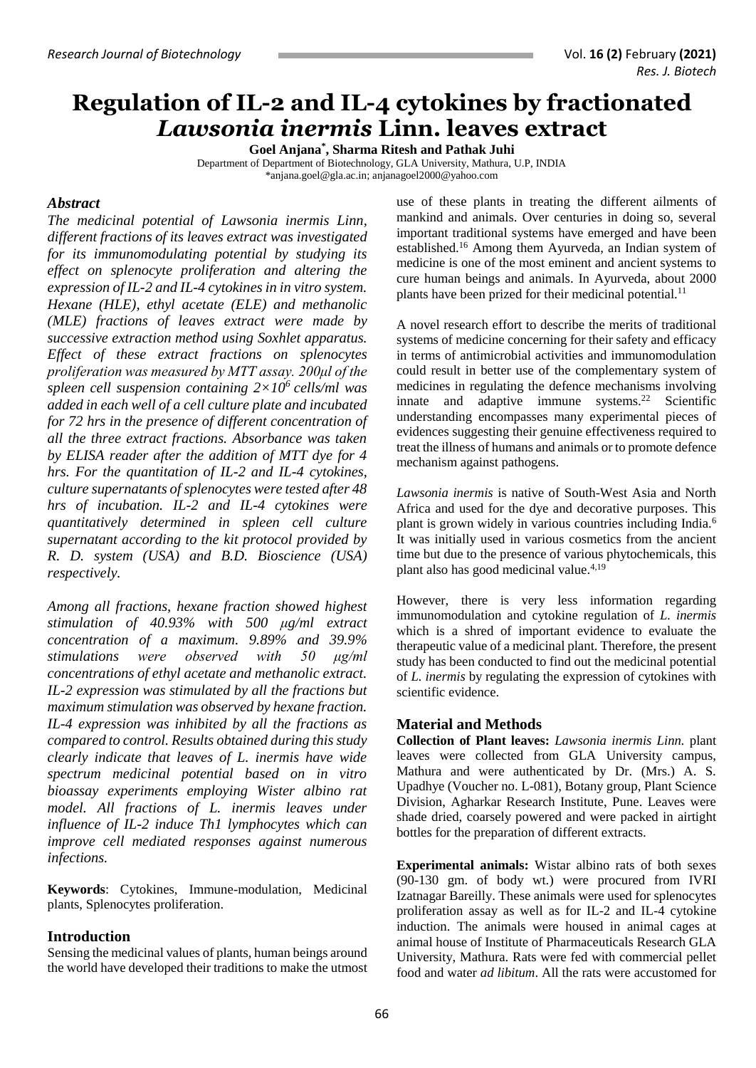# Regulation of IL-2 and IL-4 cytokines by fractionated *Lawsonia inermis* Linn. leaves extract

**Goel Anjana*, Sharma Ritesh and Pathak Juhi**

Department of Department of Biotechnology, GLA University, Mathura, U.P, INDIA

*anjana.goel@gla.ac.in; anjanagoel2000@yahoo.com

## Abstract

*The medicinal potential of Lawsonia inermis Linn, different fractions of its leaves extract was investigated for its immunomodulating potential by studying its effect on splenocyte proliferation and altering the expression of IL-2 and IL-4 cytokines in in vitro system. Hexane (HLE), ethyl acetate (ELE) and methanolic (MLE) fractions of leaves extract were made by successive extraction method using Soxhlet apparatus. Effect of these extract fractions on splenocytes proliferation was measured by MTT assay. 200μl of the spleen cell suspension containing $2\times10^6$ cells/ml was added in each well of a cell culture plate and incubated for 72 hrs in the presence of different concentration of all the three extract fractions. Absorbance was taken by ELISA reader after the addition of MTT dye for 4 hrs. For the quantitation of IL-2 and IL-4 cytokines, culture supernatants of splenocytes were tested after 48 hrs of incubation. IL-2 and IL-4 cytokines were quantitatively determined in spleen cell culture supernatant according to the kit protocol provided by R. D. system (USA) and B.D. Bioscience (USA) respectively.*

*Among all fractions, hexane fraction showed highest stimulation of 40.93% with 500 μg/ml extract concentration of a maximum. 9.89% and 39.9% stimulations were observed with 50 μg/ml concentrations of ethyl acetate and methanolic extract. IL-2 expression was stimulated by all the fractions but maximum stimulation was observed by hexane fraction. IL-4 expression was inhibited by all the fractions as compared to control. Results obtained during this study clearly indicate that leaves of L. inermis have wide spectrum medicinal potential based on in vitro bioassay experiments employing Wister albino rat model. All fractions of L. inermis leaves under influence of IL-2 induce Th1 lymphocytes which can improve cell mediated responses against numerous infections.*

**Keywords**: Cytokines, Immune-modulation, Medicinal plants, Splenocytes proliferation.

## Introduction

Sensing the medicinal values of plants, human beings around the world have developed their traditions to make the utmost use of these plants in treating the different ailments of mankind and animals. Over centuries in doing so, several important traditional systems have emerged and have been established.[16] Among them Ayurveda, an Indian system of medicine is one of the most eminent and ancient systems to cure human beings and animals. In Ayurveda, about 2000 plants have been prized for their medicinal potential.[11]

A novel research effort to describe the merits of traditional systems of medicine concerning for their safety and efficacy in terms of antimicrobial activities and immunomodulation could result in better use of the complementary system of medicines in regulating the defence mechanisms involving innate and adaptive immune systems.[22] Scientific understanding encompasses many experimental pieces of evidences suggesting their genuine effectiveness required to treat the illness of humans and animals or to promote defence mechanism against pathogens.

*Lawsonia inermis* is native of South-West Asia and North Africa and used for the dye and decorative purposes. This plant is grown widely in various countries including India.[6] It was initially used in various cosmetics from the ancient time but due to the presence of various phytochemicals, this plant also has good medicinal value.[4,19]

However, there is very less information regarding immunomodulation and cytokine regulation of *L. inermis* which is a shred of important evidence to evaluate the therapeutic value of a medicinal plant. Therefore, the present study has been conducted to find out the medicinal potential of *L. inermis* by regulating the expression of cytokines with scientific evidence.

## Material and Methods

**Collection of Plant leaves:** *Lawsonia inermis Linn.* plant leaves were collected from GLA University campus, Mathura and were authenticated by Dr. (Mrs.) A. S. Upadhye (Voucher no. L-081), Botany group, Plant Science Division, Agharkar Research Institute, Pune. Leaves were shade dried, coarsely powered and were packed in airtight bottles for the preparation of different extracts.

**Experimental animals:** Wistar albino rats of both sexes (90-130 gm. of body wt.) were procured from IVRI Izatnagar Bareilly. These animals were used for splenocytes proliferation assay as well as for IL-2 and IL-4 cytokine induction. The animals were housed in animal cages at animal house of Institute of Pharmaceuticals Research GLA University, Mathura. Rats were fed with commercial pellet food and water *ad libitum*. All the rats were accustomed for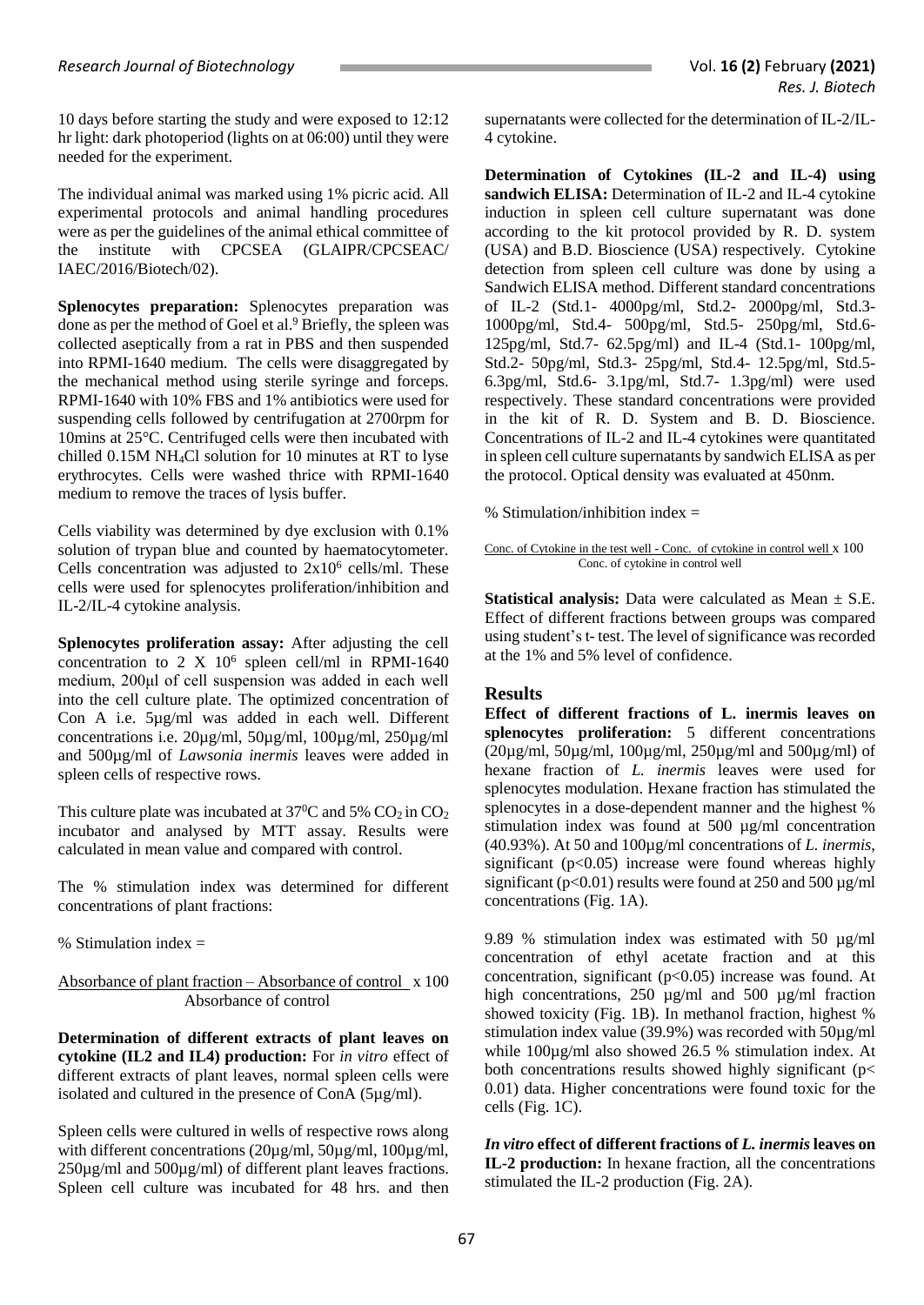10 days before starting the study and were exposed to 12:12 hr light: dark photoperiod (lights on at 06:00) until they were needed for the experiment.

The individual animal was marked using 1% picric acid. All experimental protocols and animal handling procedures were as per the guidelines of the animal ethical committee of the institute with CPCSEA (GLAIPR/CPCSEAC/ IAEC/2016/Biotech/02).

**Splenocytes preparation:** Splenocytes preparation was done as per the method of Goel et al.[9] Briefly, the spleen was collected aseptically from a rat in PBS and then suspended into RPMI-1640 medium. The cells were disaggregated by the mechanical method using sterile syringe and forceps. RPMI-1640 with 10% FBS and 1% antibiotics were used for suspending cells followed by centrifugation at 2700rpm for 10mins at 25°C. Centrifuged cells were then incubated with chilled 0.15M $NH_4Cl$ solution for 10 minutes at RT to lyse erythrocytes. Cells were washed thrice with RPMI-1640 medium to remove the traces of lysis buffer.

Cells viability was determined by dye exclusion with 0.1% solution of trypan blue and counted by haematocytometer. Cells concentration was adjusted to $2x10^6$ cells/ml. These cells were used for splenocytes proliferation/inhibition and IL-2/IL-4 cytokine analysis.

**Splenocytes proliferation assay:** After adjusting the cell concentration to $2 \times 10^6$ spleen cell/ml in RPMI-1640 medium, 200µl of cell suspension was added in each well into the cell culture plate. The optimized concentration of Con A i.e. 5µg/ml was added in each well. Different concentrations i.e. 20µg/ml, 50µg/ml, 100µg/ml, 250µg/ml and 500µg/ml of *Lawsonia inermis* leaves were added in spleen cells of respective rows.

This culture plate was incubated at $37^0$C and 5% $CO_2$ in $CO_2$ incubator and analysed by MTT assay. Results were calculated in mean value and compared with control.

The % stimulation index was determined for different concentrations of plant fractions:

% Stimulation index =

$$\frac{\text{Absorbance of plant fraction} - \text{Absorbance of control}}{\text{Absorbance of control}} \times 100$$

**Determination of different extracts of plant leaves on cytokine (IL2 and IL4) production:** For *in vitro* effect of different extracts of plant leaves, normal spleen cells were isolated and cultured in the presence of ConA (5µg/ml).

Spleen cells were cultured in wells of respective rows along with different concentrations (20µg/ml, 50µg/ml, 100µg/ml, 250µg/ml and 500µg/ml) of different plant leaves fractions. Spleen cell culture was incubated for 48 hrs. and then supernatants were collected for the determination of IL-2/IL-4 cytokine.

**Determination of Cytokines (IL-2 and IL-4) using sandwich ELISA:** Determination of IL-2 and IL-4 cytokine induction in spleen cell culture supernatant was done according to the kit protocol provided by R. D. system (USA) and B.D. Bioscience (USA) respectively. Cytokine detection from spleen cell culture was done by using a Sandwich ELISA method. Different standard concentrations of IL-2 (Std.1- 4000pg/ml, Std.2- 2000pg/ml, Std.3- 1000pg/ml, Std.4- 500pg/ml, Std.5- 250pg/ml, Std.6- 125pg/ml, Std.7- 62.5pg/ml) and IL-4 (Std.1- 100pg/ml, Std.2- 50pg/ml, Std.3- 25pg/ml, Std.4- 12.5pg/ml, Std.5- 6.3pg/ml, Std.6- 3.1pg/ml, Std.7- 1.3pg/ml) were used respectively. These standard concentrations were provided in the kit of R. D. System and B. D. Bioscience. Concentrations of IL-2 and IL-4 cytokines were quantitated in spleen cell culture supernatants by sandwich ELISA as per the protocol. Optical density was evaluated at 450nm.

% Stimulation/inhibition index =

$$\frac{\text{Conc. of Cytokine in the test well - Conc. of cytokine in control well}}{\text{Conc. of cytokine in control well}} \times 100$$

**Statistical analysis:** Data were calculated as Mean ± S.E. Effect of different fractions between groups was compared using student's t- test. The level of significance was recorded at the 1% and 5% level of confidence.

## Results

**Effect of different fractions of L. inermis leaves on splenocytes proliferation:** 5 different concentrations (20µg/ml, 50µg/ml, 100µg/ml, 250µg/ml and 500µg/ml) of hexane fraction of *L. inermis* leaves were used for splenocytes modulation. Hexane fraction has stimulated the splenocytes in a dose-dependent manner and the highest % stimulation index was found at 500 µg/ml concentration (40.93%). At 50 and 100µg/ml concentrations of *L. inermis*, significant ($p<0.05$) increase were found whereas highly significant ($p<0.01$) results were found at 250 and 500 µg/ml concentrations (Fig. 1A).

9.89 % stimulation index was estimated with 50 µg/ml concentration of ethyl acetate fraction and at this concentration, significant ($p<0.05$) increase was found. At high concentrations, 250 µg/ml and 500 µg/ml fraction showed toxicity (Fig. 1B). In methanol fraction, highest % stimulation index value (39.9%) was recorded with 50µg/ml while 100µg/ml also showed 26.5 % stimulation index. At both concentrations results showed highly significant ($p< 0.01$) data. Higher concentrations were found toxic for the cells (Fig. 1C).

***In vitro* effect of different fractions of *L. inermis* leaves on IL-2 production:** In hexane fraction, all the concentrations stimulated the IL-2 production (Fig. 2A).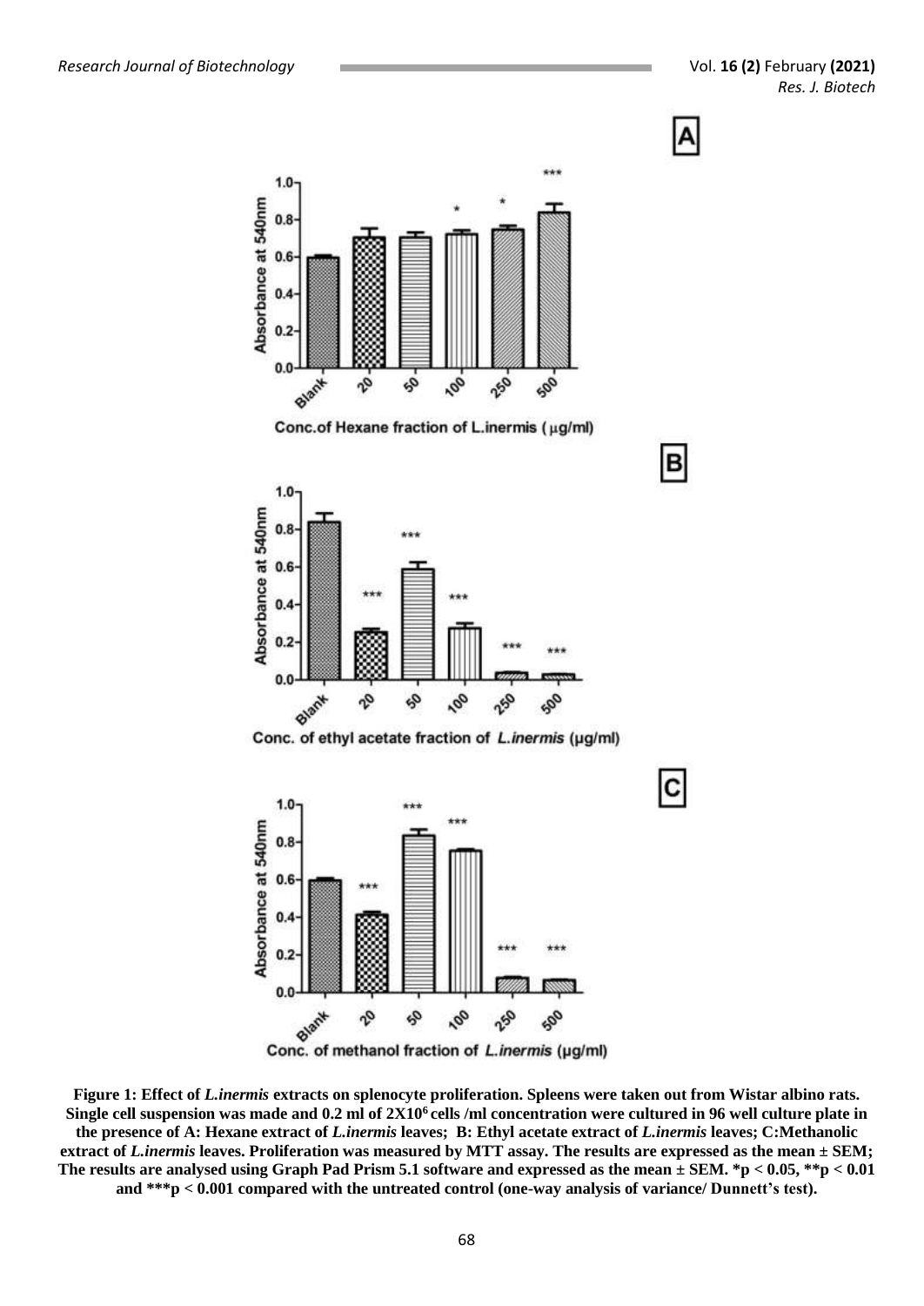**Figure 1: Effect of *L.inermis* extracts on splenocyte proliferation. Spleens were taken out from Wistar albino rats. Single cell suspension was made and 0.2 ml of $2X10^6$ cells /ml concentration were cultured in 96 well culture plate in the presence of A: Hexane extract of *L.inermis* leaves; B: Ethyl acetate extract of *L.inermis* leaves; C:Methanolic extract of *L.inermis* leaves. Proliferation was measured by MTT assay. The results are expressed as the mean ± SEM; The results are analysed using Graph Pad Prism 5.1 software and expressed as the mean ± SEM. *$p < 0.05$, **$p < 0.01$ and ***$p < 0.001$ compared with the untreated control (one-way analysis of variance/ Dunnett's test).**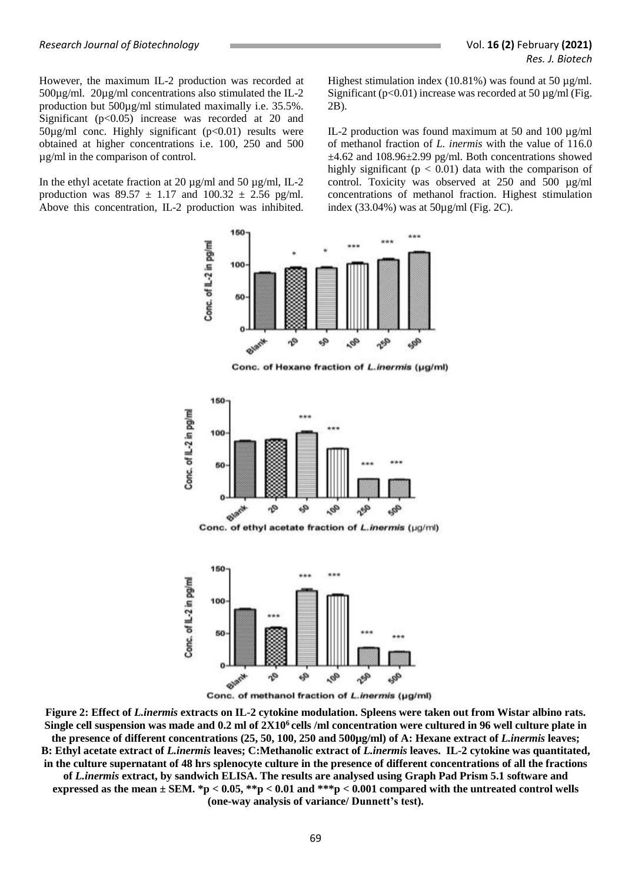However, the maximum IL-2 production was recorded at 500µg/ml. 20µg/ml concentrations also stimulated the IL-2 production but 500µg/ml stimulated maximally i.e. 35.5%. Significant ($p<0.05$) increase was recorded at 20 and 50µg/ml conc. Highly significant ($p<0.01$) results were obtained at higher concentrations i.e. 100, 250 and 500 µg/ml in the comparison of control.

In the ethyl acetate fraction at 20 µg/ml and 50 µg/ml, IL-2 production was 89.57 ± 1.17 and 100.32 ± 2.56 pg/ml. Above this concentration, IL-2 production was inhibited. Highest stimulation index (10.81%) was found at 50 µg/ml. Significant ($p<0.01$) increase was recorded at 50 µg/ml (Fig. 2B).

IL-2 production was found maximum at 50 and 100 µg/ml of methanol fraction of *L. inermis* with the value of 116.0 ±4.62 and 108.96±2.99 pg/ml. Both concentrations showed highly significant ($p < 0.01$) data with the comparison of control. Toxicity was observed at 250 and 500 µg/ml concentrations of methanol fraction. Highest stimulation index (33.04%) was at 50µg/ml (Fig. 2C).

**Figure 2: Effect of *L.inermis* extracts on IL-2 cytokine modulation. Spleens were taken out from Wistar albino rats. Single cell suspension was made and 0.2 ml of $2X10^6$ cells /ml concentration were cultured in 96 well culture plate in the presence of different concentrations (25, 50, 100, 250 and 500µg/ml) of A: Hexane extract of *L.inermis* leaves; B: Ethyl acetate extract of *L.inermis* leaves; C:Methanolic extract of *L.inermis* leaves. IL-2 cytokine was quantitated, in the culture supernatant of 48 hrs splenocyte culture in the presence of different concentrations of all the fractions of *L.inermis* extract, by sandwich ELISA. The results are analysed using Graph Pad Prism 5.1 software and expressed as the mean ± SEM. *$p < 0.05$, **$p < 0.01$ and ***$p < 0.001$ compared with the untreated control wells (one-way analysis of variance/ Dunnett's test).**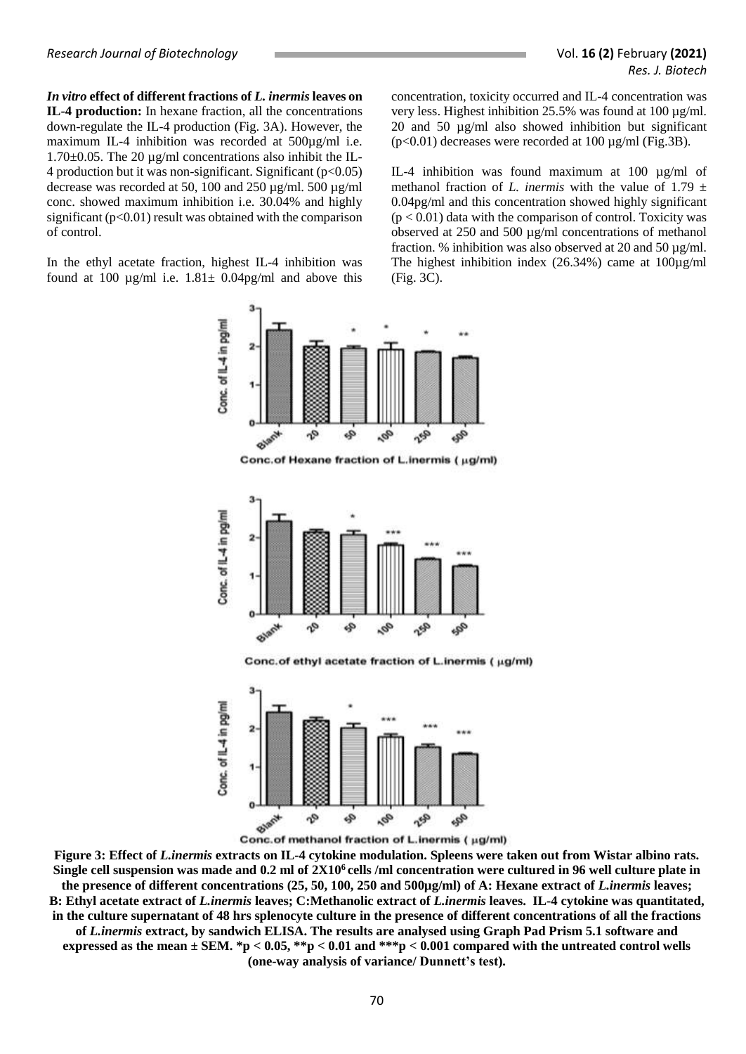***In vitro* effect of different fractions of *L. inermis* leaves on IL-4 production:** In hexane fraction, all the concentrations down-regulate the IL-4 production (Fig. 3A). However, the maximum IL-4 inhibition was recorded at 500µg/ml i.e. 1.70±0.05. The 20 µg/ml concentrations also inhibit the IL-4 production but it was non-significant. Significant ($p<0.05$) decrease was recorded at 50, 100 and 250 µg/ml. 500 µg/ml conc. showed maximum inhibition i.e. 30.04% and highly significant ($p<0.01$) result was obtained with the comparison of control.

In the ethyl acetate fraction, highest IL-4 inhibition was found at 100 µg/ml i.e. 1.81± 0.04pg/ml and above this concentration, toxicity occurred and IL-4 concentration was very less. Highest inhibition 25.5% was found at 100 µg/ml. 20 and 50 µg/ml also showed inhibition but significant ($p<0.01$) decreases were recorded at 100 µg/ml (Fig.3B).

IL-4 inhibition was found maximum at 100 µg/ml of methanol fraction of *L. inermis* with the value of 1.79 ± 0.04pg/ml and this concentration showed highly significant ($p < 0.01$) data with the comparison of control. Toxicity was observed at 250 and 500 µg/ml concentrations of methanol fraction. % inhibition was also observed at 20 and 50 µg/ml. The highest inhibition index (26.34%) came at 100µg/ml (Fig. 3C).

**Figure 3: Effect of *L.inermis* extracts on IL-4 cytokine modulation. Spleens were taken out from Wistar albino rats. Single cell suspension was made and 0.2 ml of $2X10^6$ cells /ml concentration were cultured in 96 well culture plate in the presence of different concentrations (25, 50, 100, 250 and 500µg/ml) of A: Hexane extract of *L.inermis* leaves; B: Ethyl acetate extract of *L.inermis* leaves; C:Methanolic extract of *L.inermis* leaves. IL-4 cytokine was quantitated, in the culture supernatant of 48 hrs splenocyte culture in the presence of different concentrations of all the fractions of *L.inermis* extract, by sandwich ELISA. The results are analysed using Graph Pad Prism 5.1 software and expressed as the mean ± SEM. *$p < 0.05$, **$p < 0.01$ and ***$p < 0.001$ compared with the untreated control wells (one-way analysis of variance/ Dunnett's test).**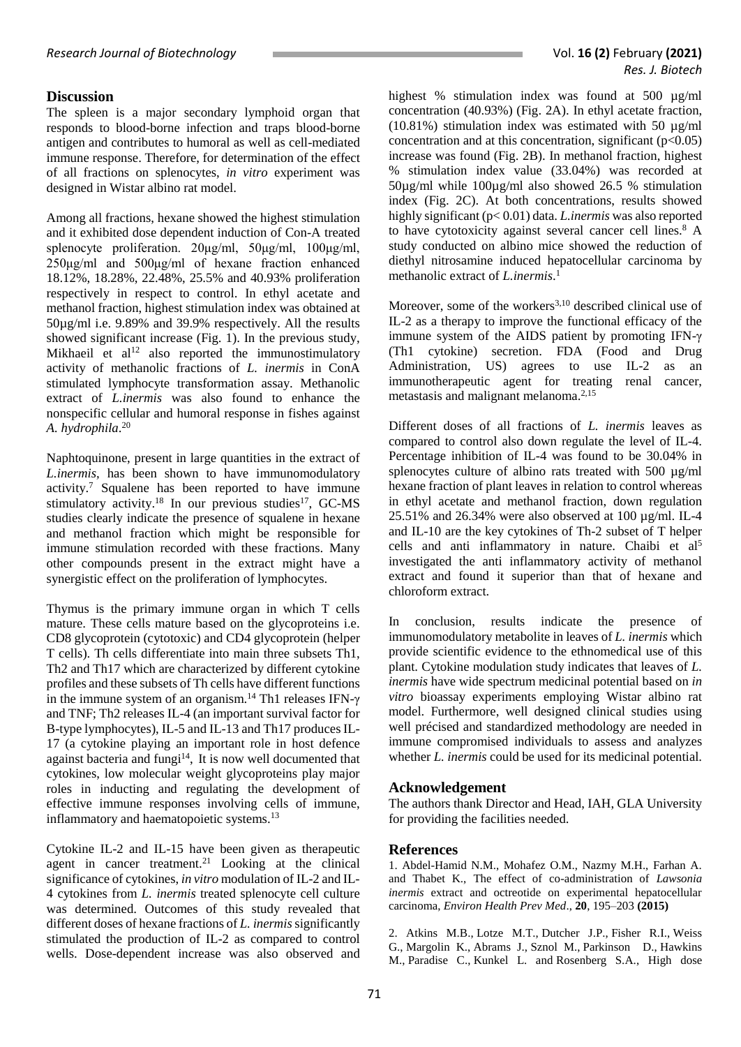## Discussion

The spleen is a major secondary lymphoid organ that responds to blood-borne infection and traps blood-borne antigen and contributes to humoral as well as cell-mediated immune response. Therefore, for determination of the effect of all fractions on splenocytes, *in vitro* experiment was designed in Wistar albino rat model.

Among all fractions, hexane showed the highest stimulation and it exhibited dose dependent induction of Con-A treated splenocyte proliferation. 20μg/ml, 50μg/ml, 100μg/ml, 250μg/ml and 500μg/ml of hexane fraction enhanced 18.12%, 18.28%, 22.48%, 25.5% and 40.93% proliferation respectively in respect to control. In ethyl acetate and methanol fraction, highest stimulation index was obtained at 50µg/ml i.e. 9.89% and 39.9% respectively. All the results showed significant increase (Fig. 1). In the previous study, Mikhaeil et al[12] also reported the immunostimulatory activity of methanolic fractions of *L. inermis* in ConA stimulated lymphocyte transformation assay. Methanolic extract of *L.inermis* was also found to enhance the nonspecific cellular and humoral response in fishes against *A. hydrophila*.[20]

Naphtoquinone, present in large quantities in the extract of *L.inermis*, has been shown to have immunomodulatory activity.[7] Squalene has been reported to have immune stimulatory activity.[18] In our previous studies[17], GC-MS studies clearly indicate the presence of squalene in hexane and methanol fraction which might be responsible for immune stimulation recorded with these fractions. Many other compounds present in the extract might have a synergistic effect on the proliferation of lymphocytes.

Thymus is the primary immune organ in which T cells mature. These cells mature based on the glycoproteins i.e. CD8 glycoprotein (cytotoxic) and CD4 glycoprotein (helper T cells). Th cells differentiate into main three subsets Th1, Th2 and Th17 which are characterized by different cytokine profiles and these subsets of Th cells have different functions in the immune system of an organism.[14] Th1 releases IFN-γ and TNF; Th2 releases IL-4 (an important survival factor for B-type lymphocytes), IL-5 and IL-13 and Th17 produces IL-17 (a cytokine playing an important role in host defence against bacteria and fungi[14], It is now well documented that cytokines, low molecular weight glycoproteins play major roles in inducting and regulating the development of effective immune responses involving cells of immune, inflammatory and haematopoietic systems.[13]

Cytokine IL-2 and IL-15 have been given as therapeutic agent in cancer treatment.[21] Looking at the clinical significance of cytokines, *in vitro* modulation of IL-2 and IL-4 cytokines from *L. inermis* treated splenocyte cell culture was determined. Outcomes of this study revealed that different doses of hexane fractions of *L. inermis* significantly stimulated the production of IL-2 as compared to control wells. Dose-dependent increase was also observed and highest % stimulation index was found at 500 µg/ml concentration (40.93%) (Fig. 2A). In ethyl acetate fraction, (10.81%) stimulation index was estimated with 50 µg/ml concentration and at this concentration, significant ($p<0.05$) increase was found (Fig. 2B). In methanol fraction, highest % stimulation index value (33.04%) was recorded at 50µg/ml while 100µg/ml also showed 26.5 % stimulation index (Fig. 2C). At both concentrations, results showed highly significant ($p< 0.01$) data. *L.inermis* was also reported to have cytotoxicity against several cancer cell lines.[8] A study conducted on albino mice showed the reduction of diethyl nitrosamine induced hepatocellular carcinoma by methanolic extract of *L.inermis*.[1]

Moreover, some of the workers[3,10] described clinical use of IL-2 as a therapy to improve the functional efficacy of the immune system of the AIDS patient by promoting IFN-γ (Th1 cytokine) secretion. FDA (Food and Drug Administration, US) agrees to use IL-2 as an immunotherapeutic agent for treating renal cancer, metastasis and malignant melanoma.[2,15]

Different doses of all fractions of *L. inermis* leaves as compared to control also down regulate the level of IL-4. Percentage inhibition of IL-4 was found to be 30.04% in splenocytes culture of albino rats treated with 500 µg/ml hexane fraction of plant leaves in relation to control whereas in ethyl acetate and methanol fraction, down regulation 25.51% and 26.34% were also observed at 100 µg/ml. IL-4 and IL-10 are the key cytokines of Th-2 subset of T helper cells and anti inflammatory in nature. Chaibi et al[5] investigated the anti inflammatory activity of methanol extract and found it superior than that of hexane and chloroform extract.

In conclusion, results indicate the presence of immunomodulatory metabolite in leaves of *L. inermis* which provide scientific evidence to the ethnomedical use of this plant. Cytokine modulation study indicates that leaves of *L. inermis* have wide spectrum medicinal potential based on *in vitro* bioassay experiments employing Wistar albino rat model. Furthermore, well designed clinical studies using well précised and standardized methodology are needed in immune compromised individuals to assess and analyzes whether *L. inermis* could be used for its medicinal potential.

## Acknowledgement

The authors thank Director and Head, IAH, GLA University for providing the facilities needed.

## References

1. Abdel-Hamid N.M., Mohafez O.M., Nazmy M.H., Farhan A. and Thabet K., The effect of co-administration of *Lawsonia inermis* extract and octreotide on experimental hepatocellular carcinoma, *Environ Health Prev Med*., **20**, 195–203 **(2015)**

2. Atkins M.B., Lotze M.T., Dutcher J.P., Fisher R.I., Weiss G., Margolin K., Abrams J., Sznol M., Parkinson D., Hawkins M., Paradise C., Kunkel L. and Rosenberg S.A., High dose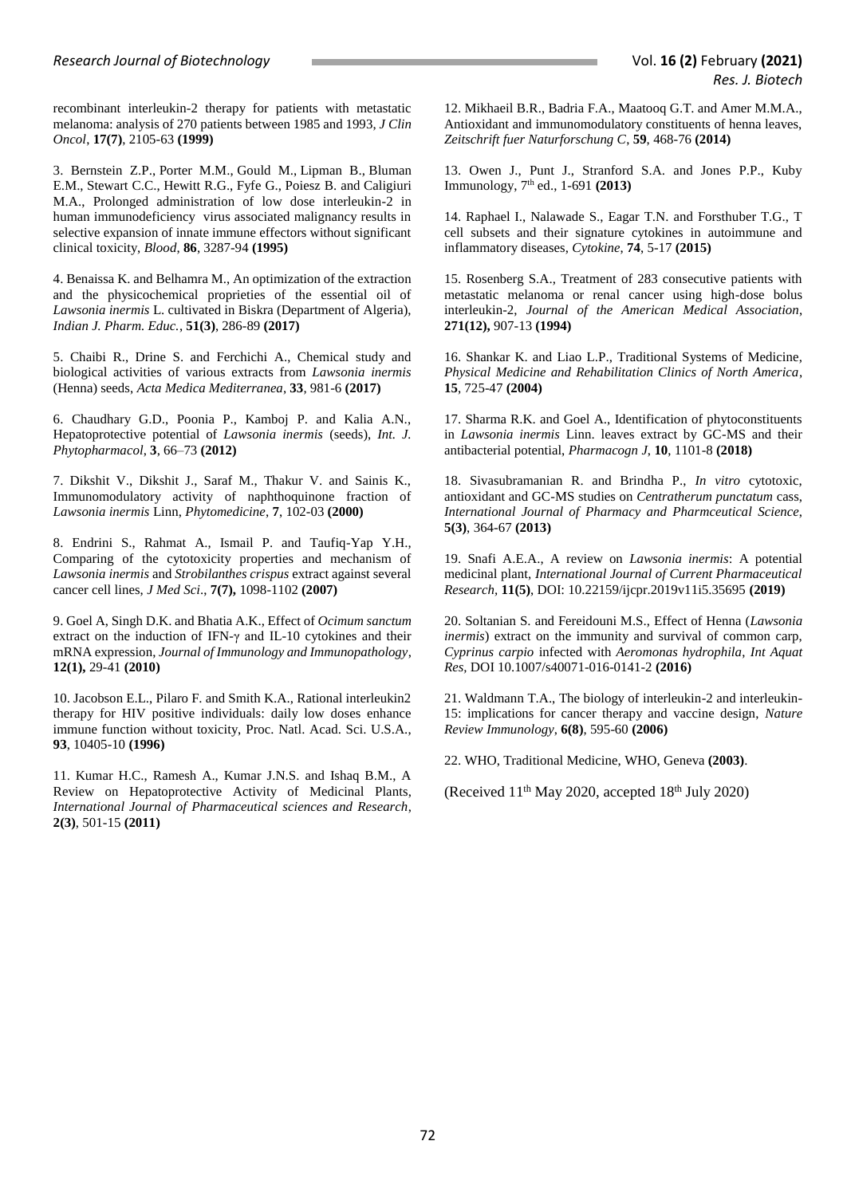recombinant interleukin-2 therapy for patients with metastatic melanoma: analysis of 270 patients between 1985 and 1993, *J Clin Oncol*, **17(7)**, 2105-63 **(1999)**

3. Bernstein Z.P., Porter M.M., Gould M., Lipman B., Bluman E.M., Stewart C.C., Hewitt R.G., Fyfe G., Poiesz B. and Caligiuri M.A., Prolonged administration of low dose interleukin-2 in human immunodeficiency virus associated malignancy results in selective expansion of innate immune effectors without significant clinical toxicity, *Blood*, **86**, 3287-94 **(1995)**

4. Benaissa K. and Belhamra M., An optimization of the extraction and the physicochemical proprieties of the essential oil of *Lawsonia inermis* L. cultivated in Biskra (Department of Algeria), *Indian J. Pharm. Educ.*, **51(3)**, 286-89 **(2017)**

5. Chaibi R., Drine S. and Ferchichi A., Chemical study and biological activities of various extracts from *Lawsonia inermis* (Henna) seeds, *Acta Medica Mediterranea*, **33**, 981-6 **(2017)**

6. Chaudhary G.D., Poonia P., Kamboj P. and Kalia A.N., Hepatoprotective potential of *Lawsonia inermis* (seeds), *Int. J. Phytopharmacol*, **3**, 66–73 **(2012)**

7. Dikshit V., Dikshit J., Saraf M., Thakur V. and Sainis K., Immunomodulatory activity of naphthoquinone fraction of *Lawsonia inermis* Linn, *Phytomedicine*, **7**, 102-03 **(2000)**

8. Endrini S., Rahmat A., Ismail P. and Taufiq-Yap Y.H., Comparing of the cytotoxicity properties and mechanism of *Lawsonia inermis* and *Strobilanthes crispus* extract against several cancer cell lines, *J Med Sci*., **7(7),** 1098-1102 **(2007)**

9. Goel A, Singh D.K. and Bhatia A.K., Effect of *Ocimum sanctum* extract on the induction of IFN-γ and IL-10 cytokines and their mRNA expression, *Journal of Immunology and Immunopathology*, **12(1),** 29-41 **(2010)**

10. Jacobson E.L., Pilaro F. and Smith K.A., Rational interleukin2 therapy for HIV positive individuals: daily low doses enhance immune function without toxicity, Proc. Natl. Acad. Sci. U.S.A., **93**, 10405-10 **(1996)**

11. Kumar H.C., Ramesh A., Kumar J.N.S. and Ishaq B.M., A Review on Hepatoprotective Activity of Medicinal Plants, *International Journal of Pharmaceutical sciences and Research*, **2(3)**, 501-15 **(2011)**

12. Mikhaeil B.R., Badria F.A., Maatooq G.T. and Amer M.M.A., Antioxidant and immunomodulatory constituents of henna leaves, *Zeitschrift fuer Naturforschung C*, **59**, 468-76 **(2014)**

13. Owen J., Punt J., Stranford S.A. and Jones P.P., Kuby Immunology, 7th ed., 1-691 **(2013)**

14. Raphael I., Nalawade S., Eagar T.N. and Forsthuber T.G., T cell subsets and their signature cytokines in autoimmune and inflammatory diseases, *Cytokine*, **74**, 5-17 **(2015)**

15. Rosenberg S.A., Treatment of 283 consecutive patients with metastatic melanoma or renal cancer using high-dose bolus interleukin-2, *Journal of the American Medical Association*, **271(12),** 907-13 **(1994)**

16. Shankar K. and Liao L.P., Traditional Systems of Medicine, *Physical Medicine and Rehabilitation Clinics of North America*, **15**, 725-47 **(2004)**

17. Sharma R.K. and Goel A., Identification of phytoconstituents in *Lawsonia inermis* Linn. leaves extract by GC-MS and their antibacterial potential, *Pharmacogn J*, **10**, 1101-8 **(2018)**

18. Sivasubramanian R. and Brindha P., *In vitro* cytotoxic, antioxidant and GC-MS studies on *Centratherum punctatum* cass, *International Journal of Pharmacy and Pharmceutical Science*, **5(3)**, 364-67 **(2013)**

19. Snafi A.E.A., A review on *Lawsonia inermis*: A potential medicinal plant, *International Journal of Current Pharmaceutical Research*, **11(5)**, DOI: 10.22159/ijcpr.2019v11i5.35695 **(2019)**

20. Soltanian S. and Fereidouni M.S., Effect of Henna (*Lawsonia inermis*) extract on the immunity and survival of common carp, *Cyprinus carpio* infected with *Aeromonas hydrophila*, *Int Aquat Res*, DOI 10.1007/s40071-016-0141-2 **(2016)**

21. Waldmann T.A., The biology of interleukin-2 and interleukin-15: implications for cancer therapy and vaccine design, *Nature Review Immunology*, **6(8)**, 595-60 **(2006)**

22. WHO, Traditional Medicine, WHO, Geneva **(2003)**.

(Received 11th May 2020, accepted 18th July 2020)